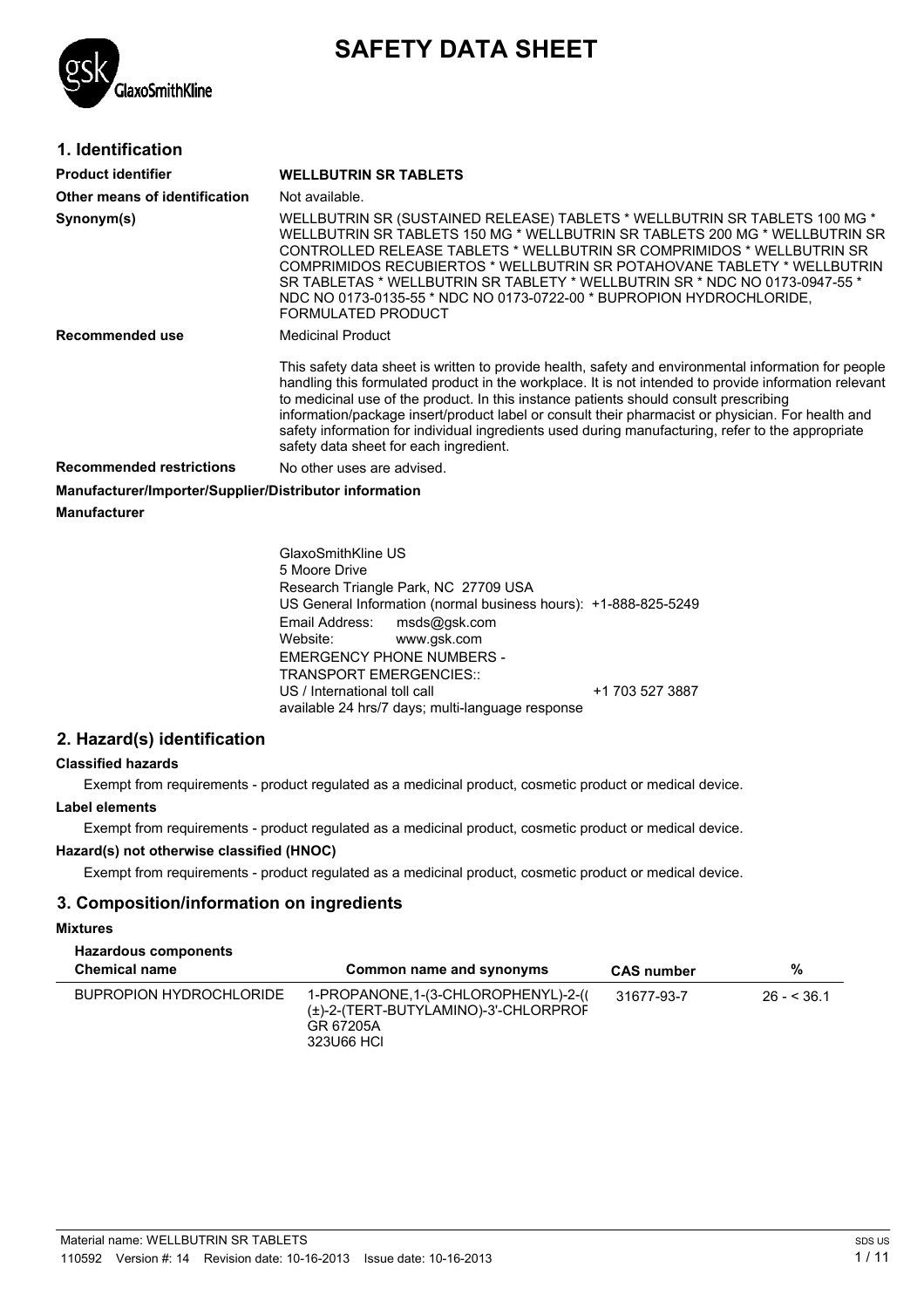# SAFETY DATA SHEET

## 1. Identification

**Product identifier** **WELLBUTRIN SR TABLETS**

**Other means of identification** Not available.

**Synonym(s)** WELLBUTRIN SR (SUSTAINED RELEASE) TABLETS * WELLBUTRIN SR TABLETS 100 MG * WELLBUTRIN SR TABLETS 150 MG * WELLBUTRIN SR TABLETS 200 MG * WELLBUTRIN SR CONTROLLED RELEASE TABLETS * WELLBUTRIN SR COMPRIMIDOS * WELLBUTRIN SR COMPRIMIDOS RECUBIERTOS * WELLBUTRIN SR POTAHOVANE TABLETY * WELLBUTRIN SR TABLETAS * WELLBUTRIN SR TABLETY * WELLBUTRIN SR * NDC NO 0173-0947-55 * NDC NO 0173-0135-55 * NDC NO 0173-0722-00 * BUPROPION HYDROCHLORIDE, FORMULATED PRODUCT

**Recommended use** Medicinal Product

This safety data sheet is written to provide health, safety and environmental information for people handling this formulated product in the workplace. It is not intended to provide information relevant to medicinal use of the product. In this instance patients should consult prescribing information/package insert/product label or consult their pharmacist or physician. For health and safety information for individual ingredients used during manufacturing, refer to the appropriate safety data sheet for each ingredient.

**Recommended restrictions** No other uses are advised.

**Manufacturer/Importer/Supplier/Distributor information**

**Manufacturer**

GlaxoSmithKline US
5 Moore Drive
Research Triangle Park, NC 27709 USA
US General Information (normal business hours): +1-888-825-5249
Email Address: msds@gsk.com
Website: www.gsk.com
EMERGENCY PHONE NUMBERS -
TRANSPORT EMERGENCIES::
US / International toll call +1 703 527 3887
available 24 hrs/7 days; multi-language response

## 2. Hazard(s) identification

**Classified hazards**

Exempt from requirements - product regulated as a medicinal product, cosmetic product or medical device.

**Label elements**

Exempt from requirements - product regulated as a medicinal product, cosmetic product or medical device.

**Hazard(s) not otherwise classified (HNOC)**

Exempt from requirements - product regulated as a medicinal product, cosmetic product or medical device.

## 3. Composition/information on ingredients

**Mixtures**

**Hazardous components**

| Chemical name | Common name and synonyms | CAS number | % |
|---|---|---|---|
| BUPROPION HYDROCHLORIDE | 1-PROPANONE,1-(3-CHLOROPHENYL)-2-(( (±)-2-(TERT-BUTYLAMINO)-3'-CHLORPROF GR 67205A 323U66 HCl | 31677-93-7 | 26 - < 36.1 |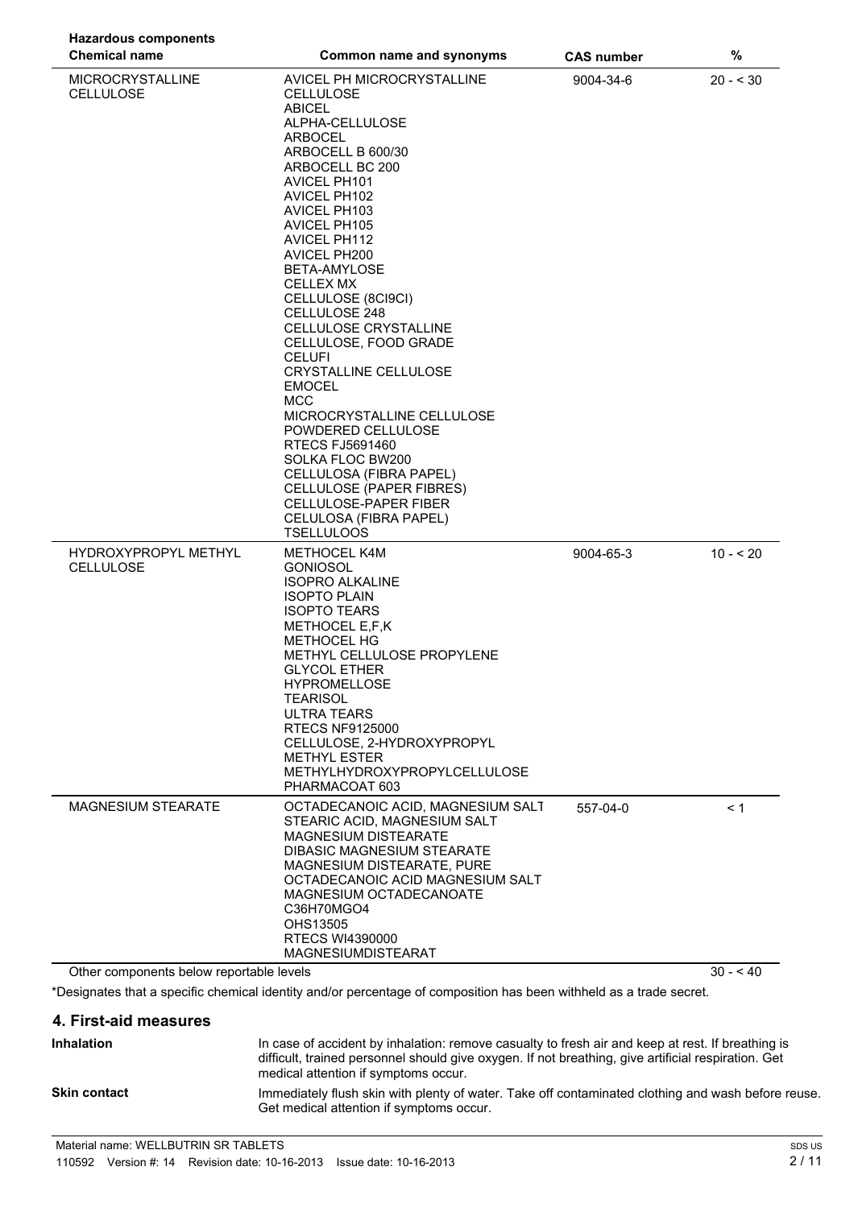**Hazardous components**

| Chemical name | Common name and synonyms | CAS number | % |
| --- | --- | --- | --- |
| MICROCRYSTALLINE CELLULOSE | AVICEL PH MICROCRYSTALLINE CELLULOSE<br>ABICEL<br>ALPHA-CELLULOSE<br>ARBOCEL<br>ARBOCELL B 600/30<br>ARBOCELL BC 200<br>AVICEL PH101<br>AVICEL PH102<br>AVICEL PH103<br>AVICEL PH105<br>AVICEL PH112<br>AVICEL PH200<br>BETA-AMYLOSE<br>CELLEX MX<br>CELLULOSE (8CI9CI)<br>CELLULOSE 248<br>CELLULOSE CRYSTALLINE<br>CELLULOSE, FOOD GRADE<br>CELUFI<br>CRYSTALLINE CELLULOSE<br>EMOCEL<br>MCC<br>MICROCRYSTALLINE CELLULOSE<br>POWDERED CELLULOSE<br>RTECS FJ5691460<br>SOLKA FLOC BW200<br>CELLULOSA (FIBRA PAPEL)<br>CELLULOSE (PAPER FIBRES)<br>CELLULOSE-PAPER FIBER<br>CELULOSA (FIBRA PAPEL)<br>TSELLULOOS | 9004-34-6 | 20 - < 30 |
| HYDROXYPROPYL METHYL CELLULOSE | METHOCEL K4M<br>GONIOSOL<br>ISOPRO ALKALINE<br>ISOPTO PLAIN<br>ISOPTO TEARS<br>METHOCEL E,F,K<br>METHOCEL HG<br>METHYL CELLULOSE PROPYLENE GLYCOL ETHER<br>HYPROMELLOSE<br>TEARISOL<br>ULTRA TEARS<br>RTECS NF9125000<br>CELLULOSE, 2-HYDROXYPROPYL METHYL ESTER<br>METHYLHYDROXYPROPYLCELLULOSE<br>PHARMACOAT 603 | 9004-65-3 | 10 - < 20 |
| MAGNESIUM STEARATE | OCTADECANOIC ACID, MAGNESIUM SALT<br>STEARIC ACID, MAGNESIUM SALT<br>MAGNESIUM DISTEARATE<br>DIBASIC MAGNESIUM STEARATE<br>MAGNESIUM DISTEARATE, PURE<br>OCTADECANOIC ACID MAGNESIUM SALT<br>MAGNESIUM OCTADECANOATE<br>C36H70MGO4<br>OHS13505<br>RTECS WI4390000<br>MAGNESIUMDISTEARAT | 557-04-0 | < 1 |
| Other components below reportable levels | | | 30 - < 40 |

*Designates that a specific chemical identity and/or percentage of composition has been withheld as a trade secret.

## 4. First-aid measures

**Inhalation**

In case of accident by inhalation: remove casualty to fresh air and keep at rest. If breathing is difficult, trained personnel should give oxygen. If not breathing, give artificial respiration. Get medical attention if symptoms occur.

**Skin contact**

Immediately flush skin with plenty of water. Take off contaminated clothing and wash before reuse. Get medical attention if symptoms occur.

Material name: WELLBUTRIN SR TABLETS

110592 Version #: 14 Revision date: 10-16-2013 Issue date: 10-16-2013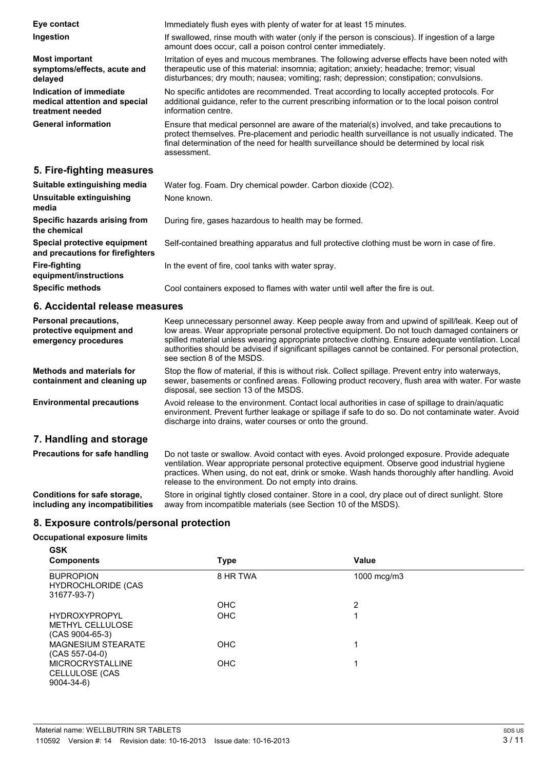**Eye contact**
Immediately flush eyes with plenty of water for at least 15 minutes.

**Ingestion**
If swallowed, rinse mouth with water (only if the person is conscious). If ingestion of a large amount does occur, call a poison control center immediately.

**Most important symptoms/effects, acute and delayed**
Irritation of eyes and mucous membranes. The following adverse effects have been noted with therapeutic use of this material: insomnia; agitation; anxiety; headache; tremor; visual disturbances; dry mouth; nausea; vomiting; rash; depression; constipation; convulsions.

**Indication of immediate medical attention and special treatment needed**
No specific antidotes are recommended. Treat according to locally accepted protocols. For additional guidance, refer to the current prescribing information or to the local poison control information centre.

**General information**
Ensure that medical personnel are aware of the material(s) involved, and take precautions to protect themselves. Pre-placement and periodic health surveillance is not usually indicated. The final determination of the need for health surveillance should be determined by local risk assessment.

## 5. Fire-fighting measures

**Suitable extinguishing media**
Water fog. Foam. Dry chemical powder. Carbon dioxide ($CO_2$).

**Unsuitable extinguishing media**
None known.

**Specific hazards arising from the chemical**
During fire, gases hazardous to health may be formed.

**Special protective equipment and precautions for firefighters**
Self-contained breathing apparatus and full protective clothing must be worn in case of fire.

**Fire-fighting equipment/instructions**
In the event of fire, cool tanks with water spray.

**Specific methods**
Cool containers exposed to flames with water until well after the fire is out.

## 6. Accidental release measures

**Personal precautions, protective equipment and emergency procedures**
Keep unnecessary personnel away. Keep people away from and upwind of spill/leak. Keep out of low areas. Wear appropriate personal protective equipment. Do not touch damaged containers or spilled material unless wearing appropriate protective clothing. Ensure adequate ventilation. Local authorities should be advised if significant spillages cannot be contained. For personal protection, see section 8 of the MSDS.

**Methods and materials for containment and cleaning up**
Stop the flow of material, if this is without risk. Collect spillage. Prevent entry into waterways, sewer, basements or confined areas. Following product recovery, flush area with water. For waste disposal, see section 13 of the MSDS.

**Environmental precautions**
Avoid release to the environment. Contact local authorities in case of spillage to drain/aquatic environment. Prevent further leakage or spillage if safe to do so. Do not contaminate water. Avoid discharge into drains, water courses or onto the ground.

## 7. Handling and storage

**Precautions for safe handling**
Do not taste or swallow. Avoid contact with eyes. Avoid prolonged exposure. Provide adequate ventilation. Wear appropriate personal protective equipment. Observe good industrial hygiene practices. When using, do not eat, drink or smoke. Wash hands thoroughly after handling. Avoid release to the environment. Do not empty into drains.

**Conditions for safe storage, including any incompatibilities**
Store in original tightly closed container. Store in a cool, dry place out of direct sunlight. Store away from incompatible materials (see Section 10 of the MSDS).

## 8. Exposure controls/personal protection

**Occupational exposure limits**

**GSK**

| Components | Type | Value |
|---|---|---|
| BUPROPION HYDROCHLORIDE (CAS 31677-93-7) | 8 HR TWA | 1000 mcg/m3 |
| | OHC | 2 |
| HYDROXYPROPYL METHYL CELLULOSE (CAS 9004-65-3) | OHC | 1 |
| MAGNESIUM STEARATE (CAS 557-04-0) | OHC | 1 |
| MICROCRYSTALLINE CELLULOSE (CAS 9004-34-6) | OHC | 1 |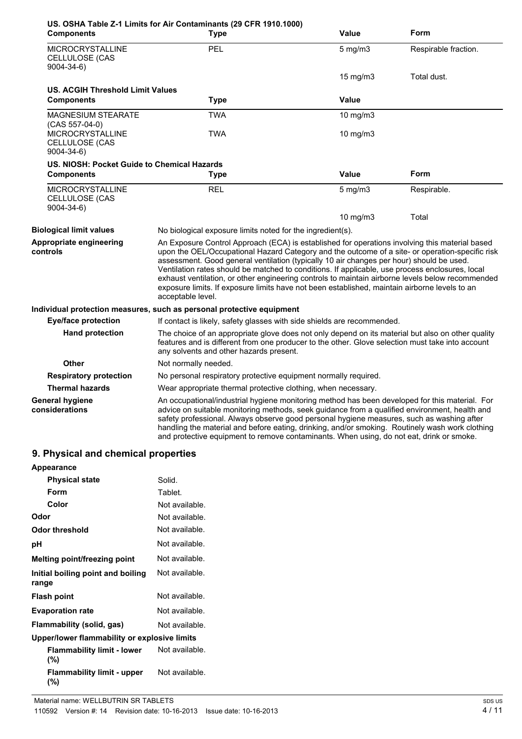**US. OSHA Table Z-1 Limits for Air Contaminants (29 CFR 1910.1000)**

| Components | Type | Value | Form |
|---|---|---|---|
| MICROCRYSTALLINE CELLULOSE (CAS 9004-34-6) | PEL | 5 mg/m3 | Respirable fraction. |
| | | 15 mg/m3 | Total dust. |

**US. ACGIH Threshold Limit Values**

| Components | Type | Value |
|---|---|---|
| MAGNESIUM STEARATE (CAS 557-04-0) | TWA | 10 mg/m3 |
| MICROCRYSTALLINE CELLULOSE (CAS 9004-34-6) | TWA | 10 mg/m3 |

**US. NIOSH: Pocket Guide to Chemical Hazards**

| Components | Type | Value | Form |
|---|---|---|---|
| MICROCRYSTALLINE CELLULOSE (CAS 9004-34-6) | REL | 5 mg/m3 | Respirable. |
| | | 10 mg/m3 | Total |

**Biological limit values** No biological exposure limits noted for the ingredient(s).

**Appropriate engineering controls** An Exposure Control Approach (ECA) is established for operations involving this material based upon the OEL/Occupational Hazard Category and the outcome of a site- or operation-specific risk assessment. Good general ventilation (typically 10 air changes per hour) should be used. Ventilation rates should be matched to conditions. If applicable, use process enclosures, local exhaust ventilation, or other engineering controls to maintain airborne levels below recommended exposure limits. If exposure limits have not been established, maintain airborne levels to an acceptable level.

**Individual protection measures, such as personal protective equipment**

**Eye/face protection** If contact is likely, safety glasses with side shields are recommended.

**Hand protection** The choice of an appropriate glove does not only depend on its material but also on other quality features and is different from one producer to the other. Glove selection must take into account any solvents and other hazards present.

**Other** Not normally needed.

**Respiratory protection** No personal respiratory protective equipment normally required.

**Thermal hazards** Wear appropriate thermal protective clothing, when necessary.

**General hygiene considerations** An occupational/industrial hygiene monitoring method has been developed for this material. For advice on suitable monitoring methods, seek guidance from a qualified environment, health and safety professional. Always observe good personal hygiene measures, such as washing after handling the material and before eating, drinking, and/or smoking. Routinely wash work clothing and protective equipment to remove contaminants. When using, do not eat, drink or smoke.

## 9. Physical and chemical properties

**Appearance**

| | |
|---|---|
| **Physical state** | Solid. |
| **Form** | Tablet. |
| **Color** | Not available. |
| **Odor** | Not available. |
| **Odor threshold** | Not available. |
| **pH** | Not available. |
| **Melting point/freezing point** | Not available. |
| **Initial boiling point and boiling range** | Not available. |
| **Flash point** | Not available. |
| **Evaporation rate** | Not available. |
| **Flammability (solid, gas)** | Not available. |

**Upper/lower flammability or explosive limits**

| | |
|---|---|
| **Flammability limit - lower (%)** | Not available. |
| **Flammability limit - upper (%)** | Not available. |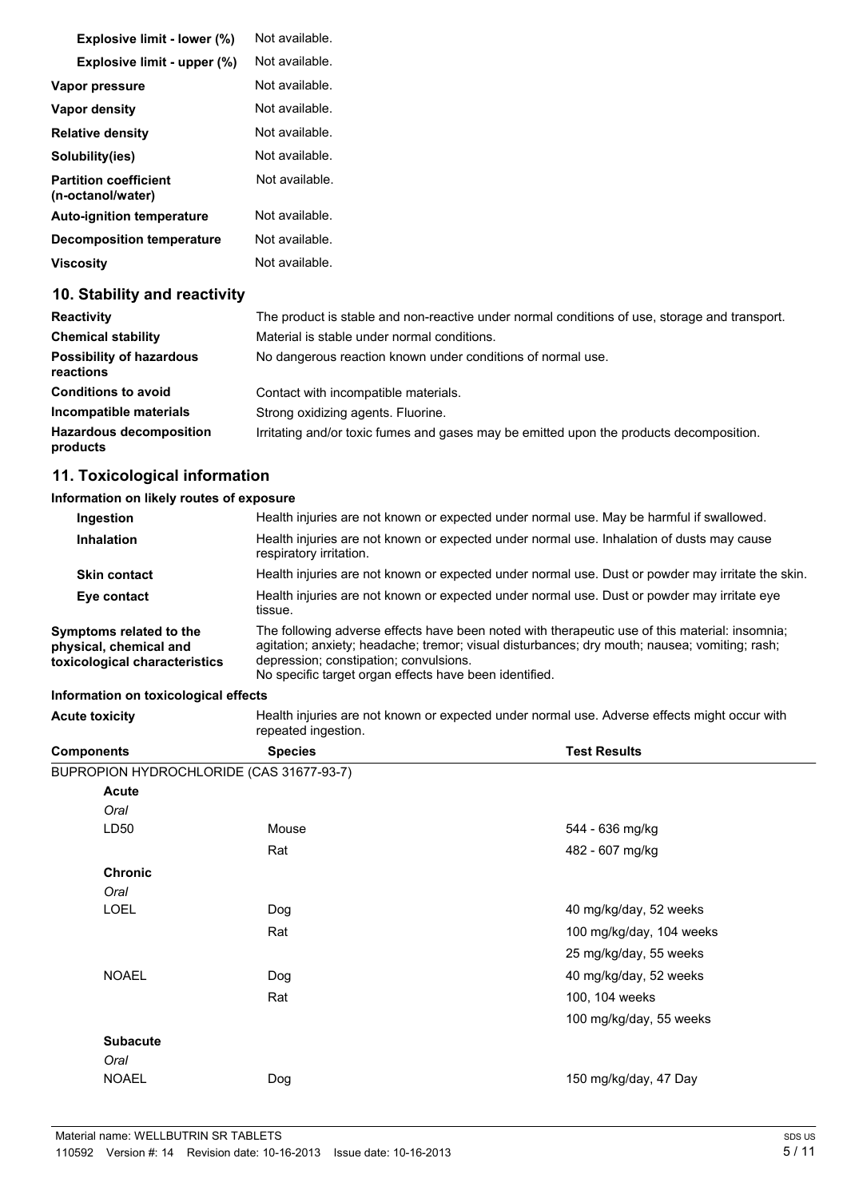| | |
|---|---|
| **Explosive limit - lower (%)** | Not available. |
| **Explosive limit - upper (%)** | Not available. |
| **Vapor pressure** | Not available. |
| **Vapor density** | Not available. |
| **Relative density** | Not available. |
| **Solubility(ies)** | Not available. |
| **Partition coefficient (n-octanol/water)** | Not available. |
| **Auto-ignition temperature** | Not available. |
| **Decomposition temperature** | Not available. |
| **Viscosity** | Not available. |

## 10. Stability and reactivity

| | |
|---|---|
| **Reactivity** | The product is stable and non-reactive under normal conditions of use, storage and transport. |
| **Chemical stability** | Material is stable under normal conditions. |
| **Possibility of hazardous reactions** | No dangerous reaction known under conditions of normal use. |
| **Conditions to avoid** | Contact with incompatible materials. |
| **Incompatible materials** | Strong oxidizing agents. Fluorine. |
| **Hazardous decomposition products** | Irritating and/or toxic fumes and gases may be emitted upon the products decomposition. |

## 11. Toxicological information

**Information on likely routes of exposure**

| | |
|---|---|
| **Ingestion** | Health injuries are not known or expected under normal use. May be harmful if swallowed. |
| **Inhalation** | Health injuries are not known or expected under normal use. Inhalation of dusts may cause respiratory irritation. |
| **Skin contact** | Health injuries are not known or expected under normal use. Dust or powder may irritate the skin. |
| **Eye contact** | Health injuries are not known or expected under normal use. Dust or powder may irritate eye tissue. |
| **Symptoms related to the physical, chemical and toxicological characteristics** | The following adverse effects have been noted with therapeutic use of this material: insomnia; agitation; anxiety; headache; tremor; visual disturbances; dry mouth; nausea; vomiting; rash; depression; constipation; convulsions. No specific target organ effects have been identified. |

**Information on toxicological effects**

| | |
|---|---|
| **Acute toxicity** | Health injuries are not known or expected under normal use. Adverse effects might occur with repeated ingestion. |

| Components | Species | Test Results |
|---|---|---|
| BUPROPION HYDROCHLORIDE (CAS 31677-93-7) | | |
| **Acute** | | |
| *Oral* | | |
| LD50 | Mouse | 544 - 636 mg/kg |
| | Rat | 482 - 607 mg/kg |
| **Chronic** | | |
| *Oral* | | |
| LOEL | Dog | 40 mg/kg/day, 52 weeks |
| | Rat | 100 mg/kg/day, 104 weeks |
| | | 25 mg/kg/day, 55 weeks |
| NOAEL | Dog | 40 mg/kg/day, 52 weeks |
| | Rat | 100, 104 weeks |
| | | 100 mg/kg/day, 55 weeks |
| **Subacute** | | |
| *Oral* | | |
| NOAEL | Dog | 150 mg/kg/day, 47 Day |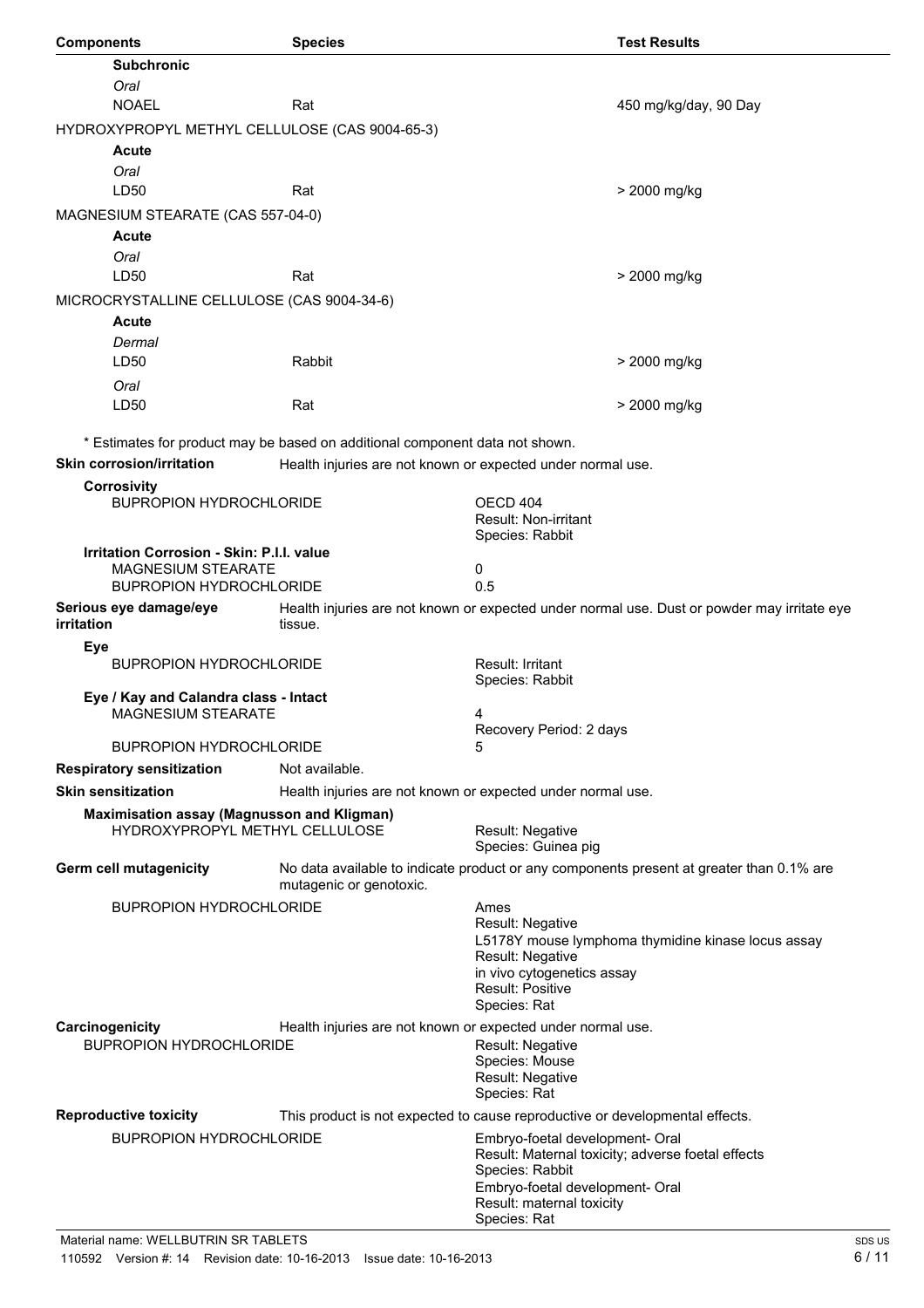| Components | Species | Test Results |
|---|---|---|
| **Subchronic** | | |
| *Oral* | | |
| NOAEL | Rat | 450 mg/kg/day, 90 Day |
| HYDROXYPROPYL METHYL CELLULOSE (CAS 9004-65-3) | | |
| **Acute** | | |
| *Oral* | | |
| LD50 | Rat | > 2000 mg/kg |
| MAGNESIUM STEARATE (CAS 557-04-0) | | |
| **Acute** | | |
| *Oral* | | |
| LD50 | Rat | > 2000 mg/kg |
| MICROCRYSTALLINE CELLULOSE (CAS 9004-34-6) | | |
| **Acute** | | |
| *Dermal* | | |
| LD50 | Rabbit | > 2000 mg/kg |
| *Oral* | | |
| LD50 | Rat | > 2000 mg/kg |

* Estimates for product may be based on additional component data not shown.

**Skin corrosion/irritation** Health injuries are not known or expected under normal use.

**Corrosivity**

| | |
|---|---|
| BUPROPION HYDROCHLORIDE | OECD 404<br>Result: Non-irritant<br>Species: Rabbit |

**Irritation Corrosion - Skin: P.I.I. value**

| | |
|---|---|
| MAGNESIUM STEARATE | 0 |
| BUPROPION HYDROCHLORIDE | 0.5 |

**Serious eye damage/eye irritation** Health injuries are not known or expected under normal use. Dust or powder may irritate eye tissue.

**Eye**

| | |
|---|---|
| BUPROPION HYDROCHLORIDE | Result: Irritant<br>Species: Rabbit |

**Eye / Kay and Calandra class - Intact**

| | |
|---|---|
| MAGNESIUM STEARATE | 4<br>Recovery Period: 2 days |
| BUPROPION HYDROCHLORIDE | 5 |

**Respiratory sensitization** Not available.

**Skin sensitization** Health injuries are not known or expected under normal use.

**Maximisation assay (Magnusson and Kligman)**

| | |
|---|---|
| HYDROXYPROPYL METHYL CELLULOSE | Result: Negative<br>Species: Guinea pig |

**Germ cell mutagenicity** No data available to indicate product or any components present at greater than 0.1% are mutagenic or genotoxic.

| | |
|---|---|
| BUPROPION HYDROCHLORIDE | Ames<br>Result: Negative<br>L5178Y mouse lymphoma thymidine kinase locus assay<br>Result: Negative<br>in vivo cytogenetics assay<br>Result: Positive<br>Species: Rat |

**Carcinogenicity** Health injuries are not known or expected under normal use.

| | |
|---|---|
| BUPROPION HYDROCHLORIDE | Result: Negative<br>Species: Mouse<br>Result: Negative<br>Species: Rat |

**Reproductive toxicity** This product is not expected to cause reproductive or developmental effects.

| | |
|---|---|
| BUPROPION HYDROCHLORIDE | Embryo-foetal development- Oral<br>Result: Maternal toxicity; adverse foetal effects<br>Species: Rabbit<br>Embryo-foetal development- Oral<br>Result: maternal toxicity<br>Species: Rat |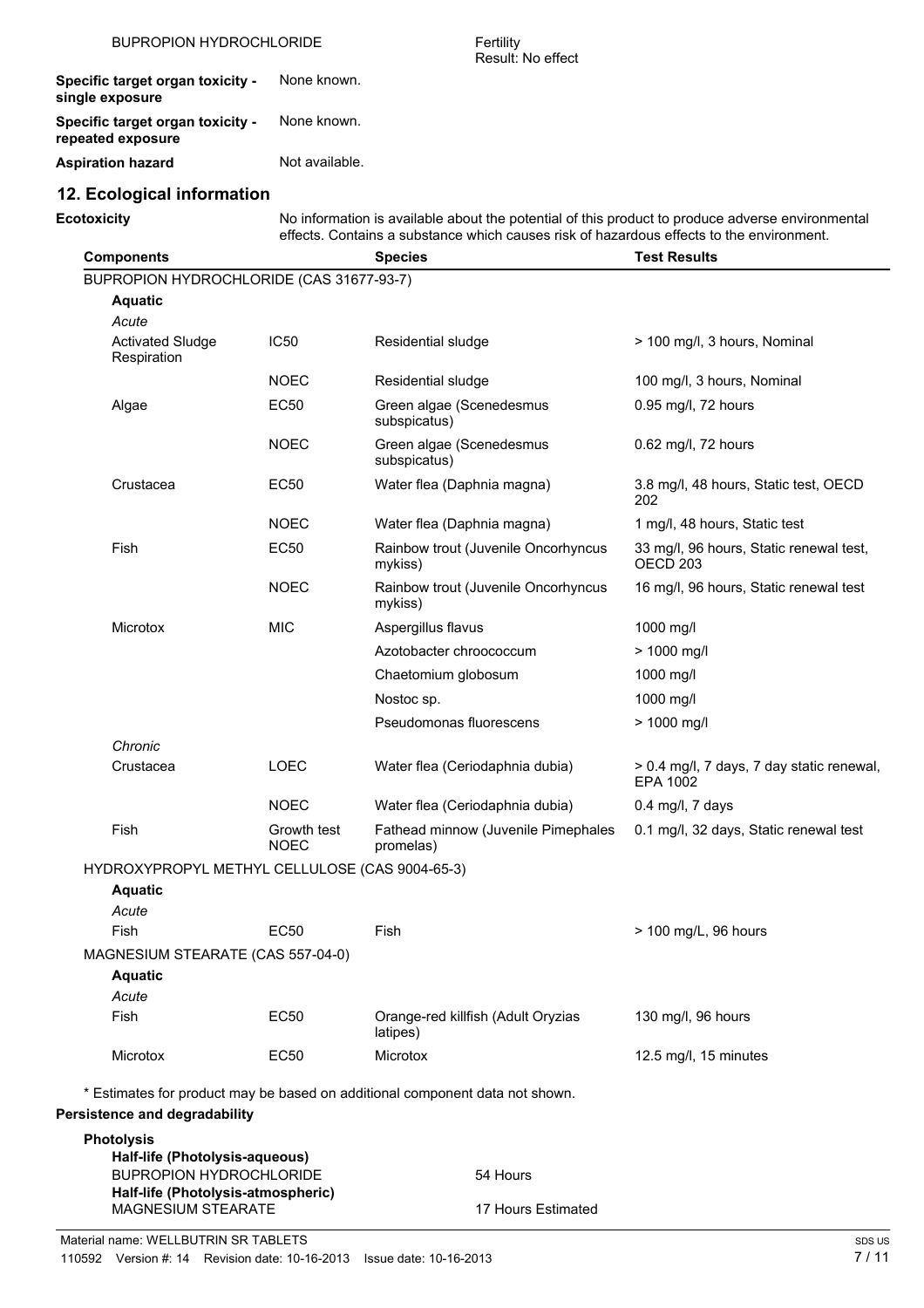| | |
|---|---|
| BUPROPION HYDROCHLORIDE | Fertility<br>Result: No effect |
| **Specific target organ toxicity - single exposure** | None known. |
| **Specific target organ toxicity - repeated exposure** | None known. |
| **Aspiration hazard** | Not available. |

## 12. Ecological information

**Ecotoxicity** No information is available about the potential of this product to produce adverse environmental effects. Contains a substance which causes risk of hazardous effects to the environment.

| Components | | Species | Test Results |
|---|---|---|---|
| BUPROPION HYDROCHLORIDE (CAS 31677-93-7) | | | |
| **Aquatic** | | | |
| *Acute* | | | |
| Activated Sludge Respiration | IC50 | Residential sludge | > 100 mg/l, 3 hours, Nominal |
| | NOEC | Residential sludge | 100 mg/l, 3 hours, Nominal |
| Algae | EC50 | Green algae (Scenedesmus subspicatus) | 0.95 mg/l, 72 hours |
| | NOEC | Green algae (Scenedesmus subspicatus) | 0.62 mg/l, 72 hours |
| Crustacea | EC50 | Water flea (Daphnia magna) | 3.8 mg/l, 48 hours, Static test, OECD 202 |
| | NOEC | Water flea (Daphnia magna) | 1 mg/l, 48 hours, Static test |
| Fish | EC50 | Rainbow trout (Juvenile Oncorhyncus mykiss) | 33 mg/l, 96 hours, Static renewal test, OECD 203 |
| | NOEC | Rainbow trout (Juvenile Oncorhyncus mykiss) | 16 mg/l, 96 hours, Static renewal test |
| Microtox | MIC | Aspergillus flavus | 1000 mg/l |
| | | Azotobacter chroococcum | > 1000 mg/l |
| | | Chaetomium globosum | 1000 mg/l |
| | | Nostoc sp. | 1000 mg/l |
| | | Pseudomonas fluorescens | > 1000 mg/l |
| *Chronic* | | | |
| Crustacea | LOEC | Water flea (Ceriodaphnia dubia) | > 0.4 mg/l, 7 days, 7 day static renewal, EPA 1002 |
| | NOEC | Water flea (Ceriodaphnia dubia) | 0.4 mg/l, 7 days |
| Fish | Growth test NOEC | Fathead minnow (Juvenile Pimephales promelas) | 0.1 mg/l, 32 days, Static renewal test |
| HYDROXYPROPYL METHYL CELLULOSE (CAS 9004-65-3) | | | |
| **Aquatic** | | | |
| *Acute* | | | |
| Fish | EC50 | Fish | > 100 mg/L, 96 hours |
| MAGNESIUM STEARATE (CAS 557-04-0) | | | |
| **Aquatic** | | | |
| *Acute* | | | |
| Fish | EC50 | Orange-red killfish (Adult Oryzias latipes) | 130 mg/l, 96 hours |
| Microtox | EC50 | Microtox | 12.5 mg/l, 15 minutes |

\* Estimates for product may be based on additional component data not shown.

**Persistence and degradability**

**Photolysis**

**Half-life (Photolysis-aqueous)**

BUPROPION HYDROCHLORIDE 54 Hours

**Half-life (Photolysis-atmospheric)**

MAGNESIUM STEARATE 17 Hours Estimated

Material name: WELLBUTRIN SR TABLETS

110592 Version #: 14 Revision date: 10-16-2013 Issue date: 10-16-2013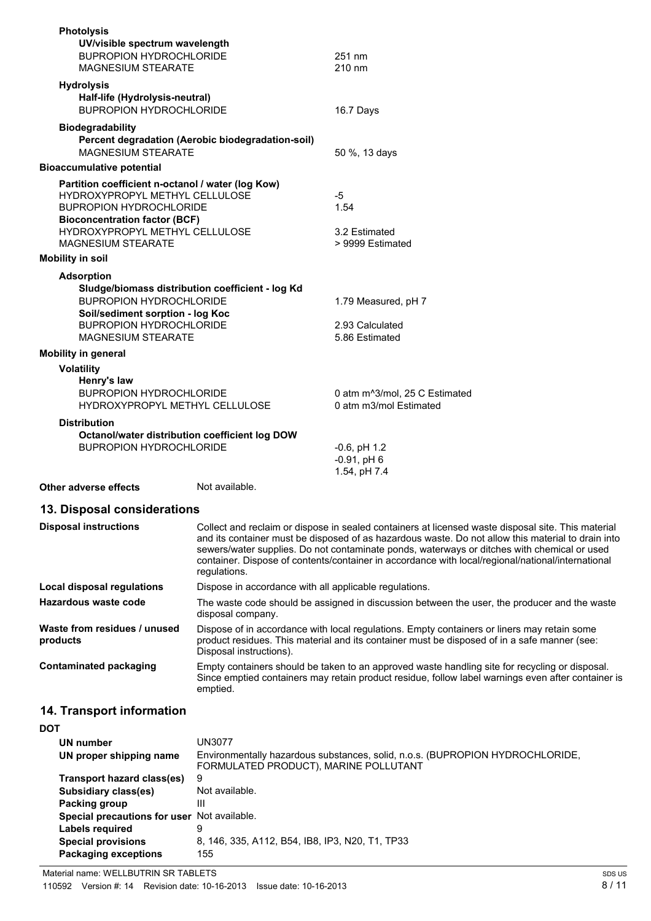**Photolysis**

**UV/visible spectrum wavelength**

| | |
|---|---|
| BUPROPION HYDROCHLORIDE | 251 nm |
| MAGNESIUM STEARATE | 210 nm |

**Hydrolysis**

**Half-life (Hydrolysis-neutral)**

| | |
|---|---|
| BUPROPION HYDROCHLORIDE | 16.7 Days |

**Biodegradability**

**Percent degradation (Aerobic biodegradation-soil)**

| | |
|---|---|
| MAGNESIUM STEARATE | 50 %, 13 days |

**Bioaccumulative potential**

**Partition coefficient n-octanol / water (log Kow)**

| | |
|---|---|
| HYDROXYPROPYL METHYL CELLULOSE | -5 |
| BUPROPION HYDROCHLORIDE | 1.54 |

**Bioconcentration factor (BCF)**

| | |
|---|---|
| HYDROXYPROPYL METHYL CELLULOSE | 3.2 Estimated |
| MAGNESIUM STEARATE | > 9999 Estimated |

**Mobility in soil**

**Adsorption**

**Sludge/biomass distribution coefficient - log Kd**

| | |
|---|---|
| BUPROPION HYDROCHLORIDE | 1.79 Measured, pH 7 |

**Soil/sediment sorption - log Koc**

| | |
|---|---|
| BUPROPION HYDROCHLORIDE | 2.93 Calculated |
| MAGNESIUM STEARATE | 5.86 Estimated |

**Mobility in general**

**Volatility**

**Henry's law**

| | |
|---|---|
| BUPROPION HYDROCHLORIDE | 0 atm m^3/mol, 25 C Estimated |
| HYDROXYPROPYL METHYL CELLULOSE | 0 atm m3/mol Estimated |

**Distribution**

**Octanol/water distribution coefficient log DOW**

| | |
|---|---|
| BUPROPION HYDROCHLORIDE | -0.6, pH 1.2<br>-0.91, pH 6<br>1.54, pH 7.4 |

**Other adverse effects** Not available.

## 13. Disposal considerations

| | |
|---|---|
| **Disposal instructions** | Collect and reclaim or dispose in sealed containers at licensed waste disposal site. This material and its container must be disposed of as hazardous waste. Do not allow this material to drain into sewers/water supplies. Do not contaminate ponds, waterways or ditches with chemical or used container. Dispose of contents/container in accordance with local/regional/national/international regulations. |
| **Local disposal regulations** | Dispose in accordance with all applicable regulations. |
| **Hazardous waste code** | The waste code should be assigned in discussion between the user, the producer and the waste disposal company. |
| **Waste from residues / unused products** | Dispose of in accordance with local regulations. Empty containers or liners may retain some product residues. This material and its container must be disposed of in a safe manner (see: Disposal instructions). |
| **Contaminated packaging** | Empty containers should be taken to an approved waste handling site for recycling or disposal. Since emptied containers may retain product residue, follow label warnings even after container is emptied. |

## 14. Transport information

**DOT**

| | |
|---|---|
| **UN number** | UN3077 |
| **UN proper shipping name** | Environmentally hazardous substances, solid, n.o.s. (BUPROPION HYDROCHLORIDE, FORMULATED PRODUCT), MARINE POLLUTANT |
| **Transport hazard class(es)** | 9 |
| **Subsidiary class(es)** | Not available. |
| **Packing group** | III |
| **Special precautions for user** | Not available. |
| **Labels required** | 9 |
| **Special provisions** | 8, 146, 335, A112, B54, IB8, IP3, N20, T1, TP33 |
| **Packaging exceptions** | 155 |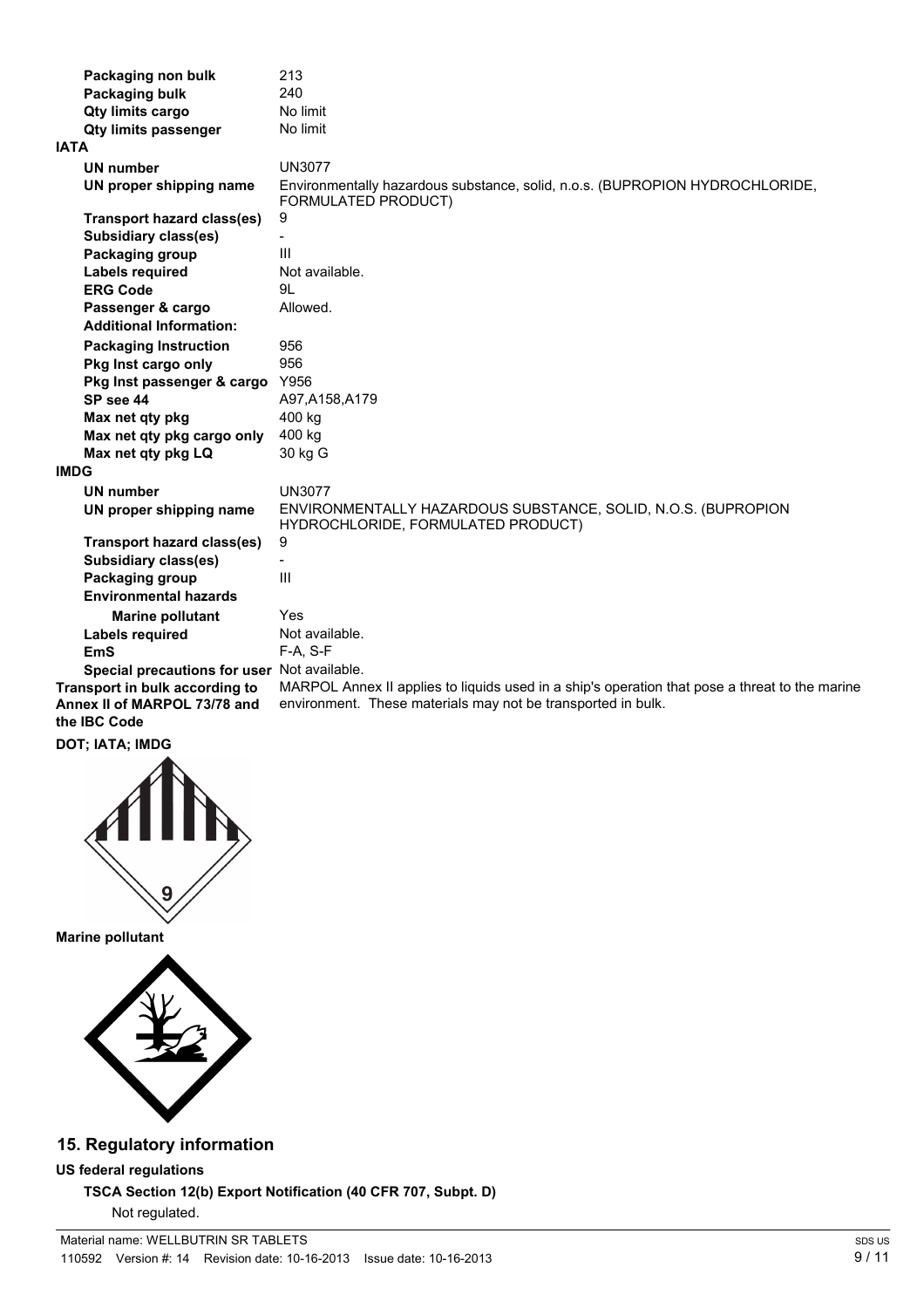| | |
|---|---|
| **Packaging non bulk** | 213 |
| **Packaging bulk** | 240 |
| **Qty limits cargo** | No limit |
| **Qty limits passenger** | No limit |

**IATA**

| | |
|---|---|
| **UN number** | UN3077 |
| **UN proper shipping name** | Environmentally hazardous substance, solid, n.o.s. (BUPROPION HYDROCHLORIDE, FORMULATED PRODUCT) |
| **Transport hazard class(es)** | 9 |
| **Subsidiary class(es)** | - |
| **Packaging group** | III |
| **Labels required** | Not available. |
| **ERG Code** | 9L |
| **Passenger & cargo** | Allowed. |
| **Additional Information:** | |
| **Packaging Instruction** | 956 |
| **Pkg Inst cargo only** | 956 |
| **Pkg Inst passenger & cargo** | Y956 |
| **SP see 44** | A97,A158,A179 |
| **Max net qty pkg** | 400 kg |
| **Max net qty pkg cargo only** | 400 kg |
| **Max net qty pkg LQ** | 30 kg G |

**IMDG**

| | |
|---|---|
| **UN number** | UN3077 |
| **UN proper shipping name** | ENVIRONMENTALLY HAZARDOUS SUBSTANCE, SOLID, N.O.S. (BUPROPION HYDROCHLORIDE, FORMULATED PRODUCT) |
| **Transport hazard class(es)** | 9 |
| **Subsidiary class(es)** | - |
| **Packaging group** | III |
| **Environmental hazards** | |
| **Marine pollutant** | Yes |
| **Labels required** | Not available. |
| **EmS** | F-A, S-F |
| **Special precautions for user** | Not available. |
| **Transport in bulk according to Annex II of MARPOL 73/78 and the IBC Code** | MARPOL Annex II applies to liquids used in a ship's operation that pose a threat to the marine environment. These materials may not be transported in bulk. |

**DOT; IATA; IMDG**

**Marine pollutant**

## 15. Regulatory information

**US federal regulations**

**TSCA Section 12(b) Export Notification (40 CFR 707, Subpt. D)**

Not regulated.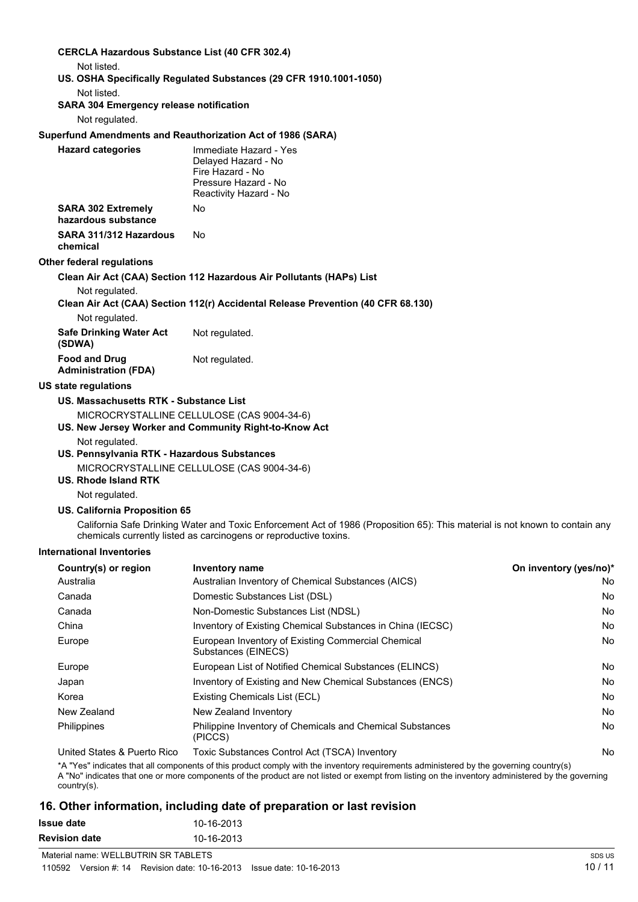**CERCLA Hazardous Substance List (40 CFR 302.4)**

Not listed.

**US. OSHA Specifically Regulated Substances (29 CFR 1910.1001-1050)**

Not listed.

**SARA 304 Emergency release notification**

Not regulated.

**Superfund Amendments and Reauthorization Act of 1986 (SARA)**

**Hazard categories**
Immediate Hazard - Yes
Delayed Hazard - No
Fire Hazard - No
Pressure Hazard - No
Reactivity Hazard - No

**SARA 302 Extremely hazardous substance** No

**SARA 311/312 Hazardous chemical** No

**Other federal regulations**

**Clean Air Act (CAA) Section 112 Hazardous Air Pollutants (HAPs) List**

Not regulated.

**Clean Air Act (CAA) Section 112(r) Accidental Release Prevention (40 CFR 68.130)**

Not regulated.

**Safe Drinking Water Act (SDWA)** Not regulated.

**Food and Drug Administration (FDA)** Not regulated.

**US state regulations**

**US. Massachusetts RTK - Substance List**

MICROCRYSTALLINE CELLULOSE (CAS 9004-34-6)

**US. New Jersey Worker and Community Right-to-Know Act**

Not regulated.

**US. Pennsylvania RTK - Hazardous Substances**

MICROCRYSTALLINE CELLULOSE (CAS 9004-34-6)

**US. Rhode Island RTK**

Not regulated.

**US. California Proposition 65**

California Safe Drinking Water and Toxic Enforcement Act of 1986 (Proposition 65): This material is not known to contain any chemicals currently listed as carcinogens or reproductive toxins.

**International Inventories**

| Country(s) or region | Inventory name | On inventory (yes/no)* |
|---|---|---|
| Australia | Australian Inventory of Chemical Substances (AICS) | No |
| Canada | Domestic Substances List (DSL) | No |
| Canada | Non-Domestic Substances List (NDSL) | No |
| China | Inventory of Existing Chemical Substances in China (IECSC) | No |
| Europe | European Inventory of Existing Commercial Chemical Substances (EINECS) | No |
| Europe | European List of Notified Chemical Substances (ELINCS) | No |
| Japan | Inventory of Existing and New Chemical Substances (ENCS) | No |
| Korea | Existing Chemicals List (ECL) | No |
| New Zealand | New Zealand Inventory | No |
| Philippines | Philippine Inventory of Chemicals and Chemical Substances (PICCS) | No |
| United States & Puerto Rico | Toxic Substances Control Act (TSCA) Inventory | No |

*A "Yes" indicates that all components of this product comply with the inventory requirements administered by the governing country(s)
A "No" indicates that one or more components of the product are not listed or exempt from listing on the inventory administered by the governing country(s).

## 16. Other information, including date of preparation or last revision

**Issue date** 10-16-2013

**Revision date** 10-16-2013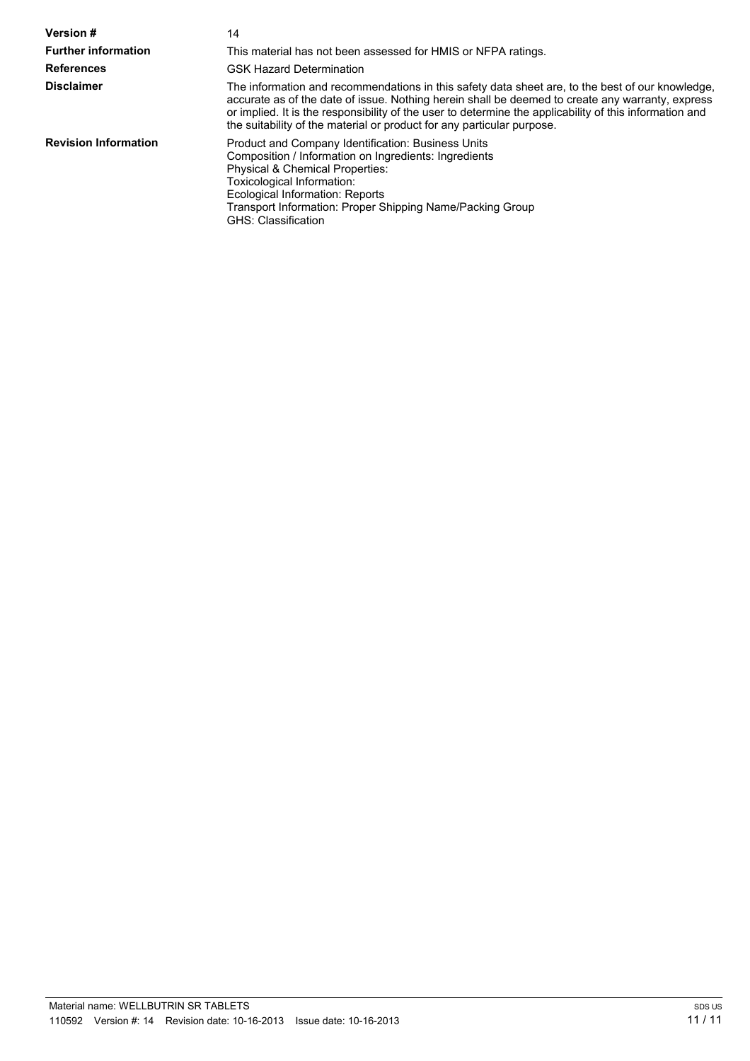**Version #** 14

**Further information** This material has not been assessed for HMIS or NFPA ratings.

**References** GSK Hazard Determination

**Disclaimer** The information and recommendations in this safety data sheet are, to the best of our knowledge, accurate as of the date of issue. Nothing herein shall be deemed to create any warranty, express or implied. It is the responsibility of the user to determine the applicability of this information and the suitability of the material or product for any particular purpose.

**Revision Information**
Product and Company Identification: Business Units
Composition / Information on Ingredients: Ingredients
Physical & Chemical Properties:
Toxicological Information:
Ecological Information: Reports
Transport Information: Proper Shipping Name/Packing Group
GHS: Classification